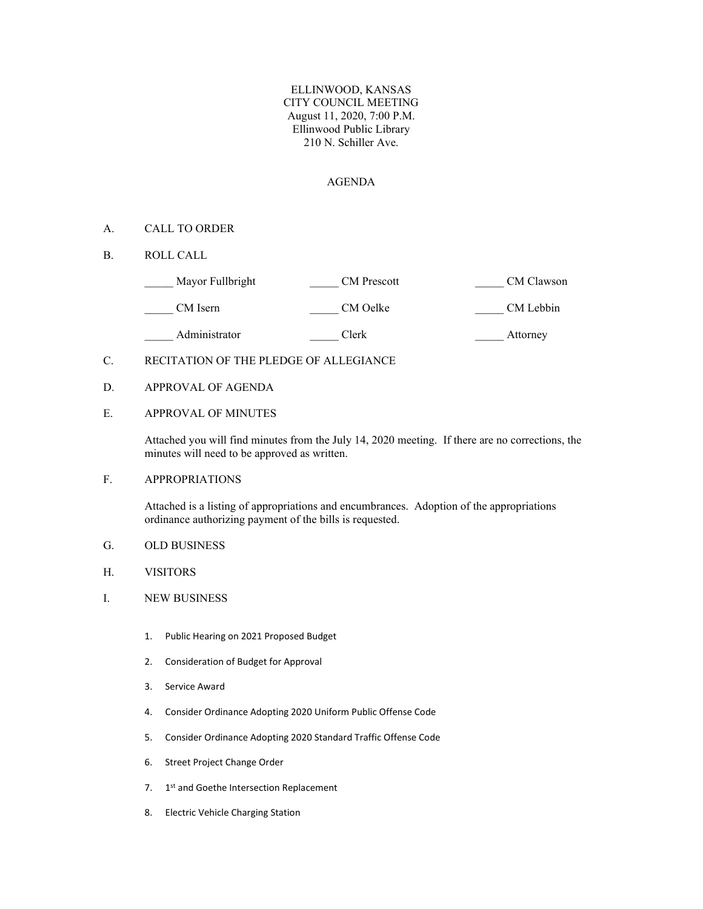ELLINWOOD, KANSAS
CITY COUNCIL MEETING
August 11, 2020, 7:00 P.M.
Ellinwood Public Library
210 N. Schiller Ave.

# AGENDA

A. CALL TO ORDER

B. ROLL CALL

| | | |
|---|---|---|
| _____ Mayor Fullbright | _____ CM Prescott | _____ CM Clawson |
| _____ CM Isern | _____ CM Oelke | _____ CM Lebbin |
| _____ Administrator | _____ Clerk | _____ Attorney |

C. RECITATION OF THE PLEDGE OF ALLEGIANCE

D. APPROVAL OF AGENDA

E. APPROVAL OF MINUTES

Attached you will find minutes from the July 14, 2020 meeting. If there are no corrections, the minutes will need to be approved as written.

F. APPROPRIATIONS

Attached is a listing of appropriations and encumbrances. Adoption of the appropriations ordinance authorizing payment of the bills is requested.

G. OLD BUSINESS

H. VISITORS

I. NEW BUSINESS

1. Public Hearing on 2021 Proposed Budget
2. Consideration of Budget for Approval
3. Service Award
4. Consider Ordinance Adopting 2020 Uniform Public Offense Code
5. Consider Ordinance Adopting 2020 Standard Traffic Offense Code
6. Street Project Change Order
7. 1st and Goethe Intersection Replacement
8. Electric Vehicle Charging Station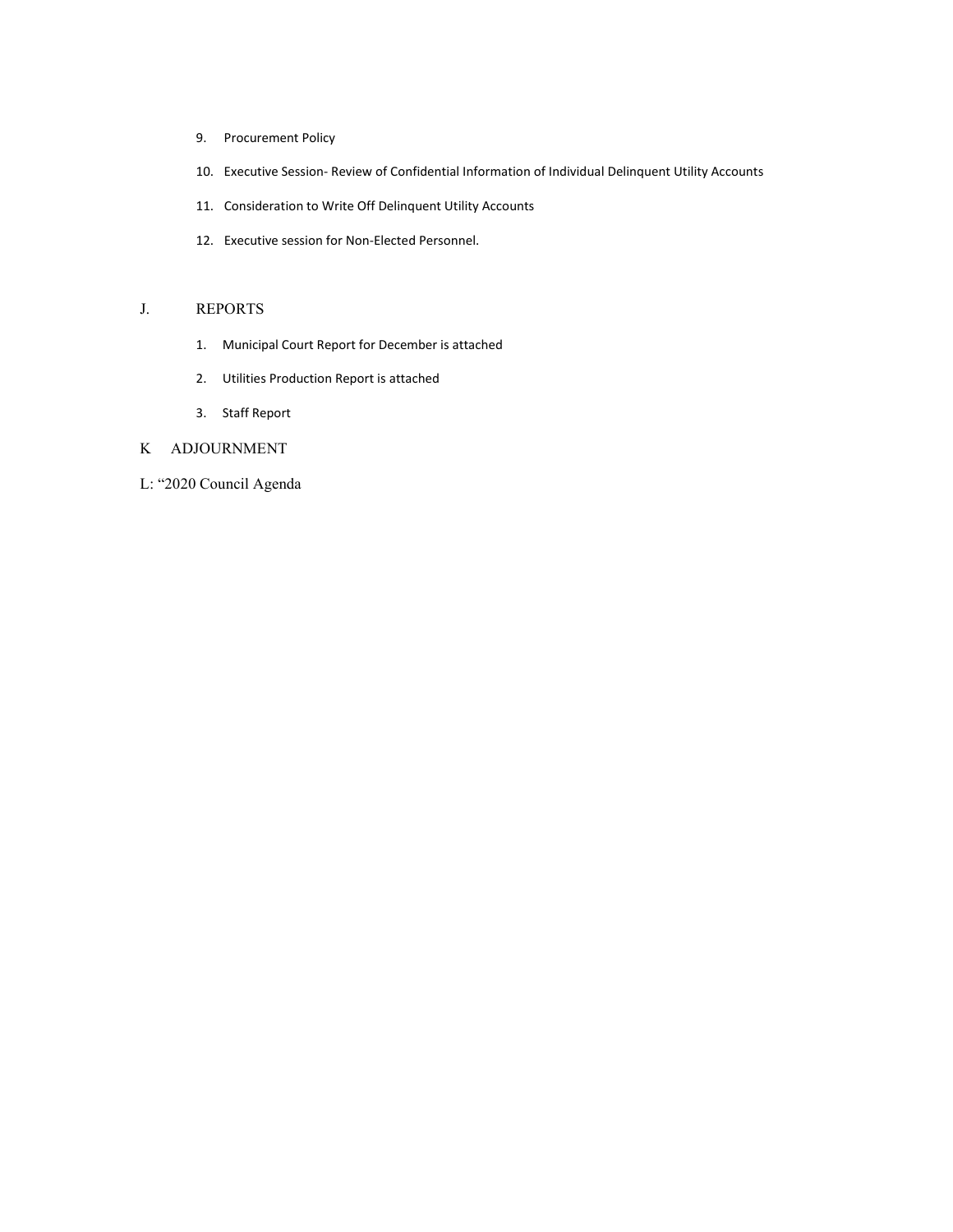9. Procurement Policy

10. Executive Session- Review of Confidential Information of Individual Delinquent Utility Accounts

11. Consideration to Write Off Delinquent Utility Accounts

12. Executive session for Non-Elected Personnel.

J. REPORTS

1. Municipal Court Report for December is attached

2. Utilities Production Report is attached

3. Staff Report

K ADJOURNMENT

L: "2020 Council Agenda